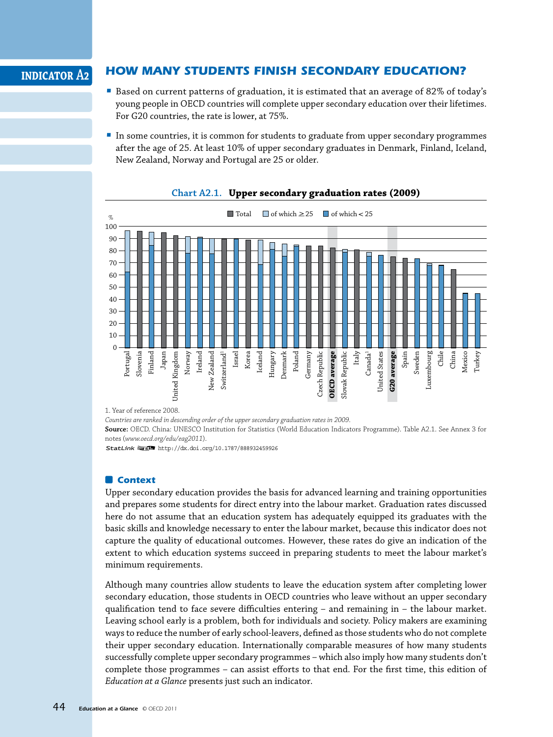# INDICATOR A2

## HOW MANY STUDENTS FINISH SECONDARY EDUCATION?

- Based on current patterns of graduation, it is estimated that an average of 82% of today's young people in OECD countries will complete upper secondary education over their lifetimes. For G20 countries, the rate is lower, at 75%.
- In some countries, it is common for students to graduate from upper secondary programmes after the age of 25. At least 10% of upper secondary graduates in Denmark, Finland, Iceland, New Zealand, Norway and Portugal are 25 or older.

**Chart A2.1. Upper secondary graduation rates (2009)**

1. Year of reference 2008.

*Countries are ranked in descending order of the upper secondary graduation rates in 2009.*

**Source:** OECD. China: UNESCO Institution for Statistics (World Education Indicators Programme). Table A2.1. See Annex 3 for notes (*www.oecd.org/edu/eag2011*).

StatLink http://dx.doi.org/10.1787/888932459926

### Context

Upper secondary education provides the basis for advanced learning and training opportunities and prepares some students for direct entry into the labour market. Graduation rates discussed here do not assume that an education system has adequately equipped its graduates with the basic skills and knowledge necessary to enter the labour market, because this indicator does not capture the quality of educational outcomes. However, these rates do give an indication of the extent to which education systems succeed in preparing students to meet the labour market's minimum requirements.

Although many countries allow students to leave the education system after completing lower secondary education, those students in OECD countries who leave without an upper secondary qualification tend to face severe difficulties entering – and remaining in – the labour market. Leaving school early is a problem, both for individuals and society. Policy makers are examining ways to reduce the number of early school-leavers, defined as those students who do not complete their upper secondary education. Internationally comparable measures of how many students successfully complete upper secondary programmes – which also imply how many students don't complete those programmes – can assist efforts to that end. For the first time, this edition of *Education at a Glance* presents just such an indicator.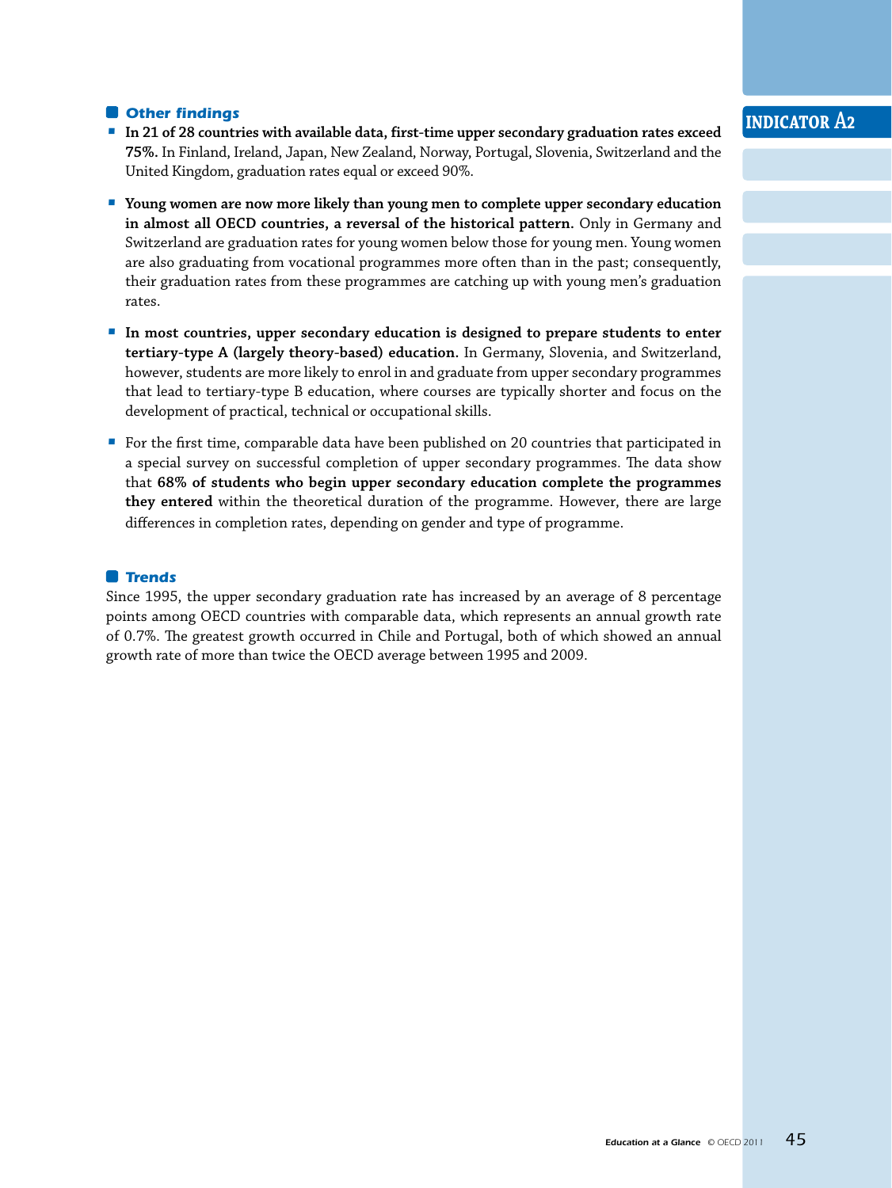### *Other findings*

- **In 21 of 28 countries with available data, first-time upper secondary graduation rates exceed 75%.** In Finland, Ireland, Japan, New Zealand, Norway, Portugal, Slovenia, Switzerland and the United Kingdom, graduation rates equal or exceed 90%.

- **Young women are now more likely than young men to complete upper secondary education in almost all OECD countries, a reversal of the historical pattern.** Only in Germany and Switzerland are graduation rates for young women below those for young men. Young women are also graduating from vocational programmes more often than in the past; consequently, their graduation rates from these programmes are catching up with young men's graduation rates.

- **In most countries, upper secondary education is designed to prepare students to enter tertiary-type A (largely theory-based) education.** In Germany, Slovenia, and Switzerland, however, students are more likely to enrol in and graduate from upper secondary programmes that lead to tertiary-type B education, where courses are typically shorter and focus on the development of practical, technical or occupational skills.

- For the first time, comparable data have been published on 20 countries that participated in a special survey on successful completion of upper secondary programmes. The data show that **68% of students who begin upper secondary education complete the programmes they entered** within the theoretical duration of the programme. However, there are large differences in completion rates, depending on gender and type of programme.

### *Trends*

Since 1995, the upper secondary graduation rate has increased by an average of 8 percentage points among OECD countries with comparable data, which represents an annual growth rate of 0.7%. The greatest growth occurred in Chile and Portugal, both of which showed an annual growth rate of more than twice the OECD average between 1995 and 2009.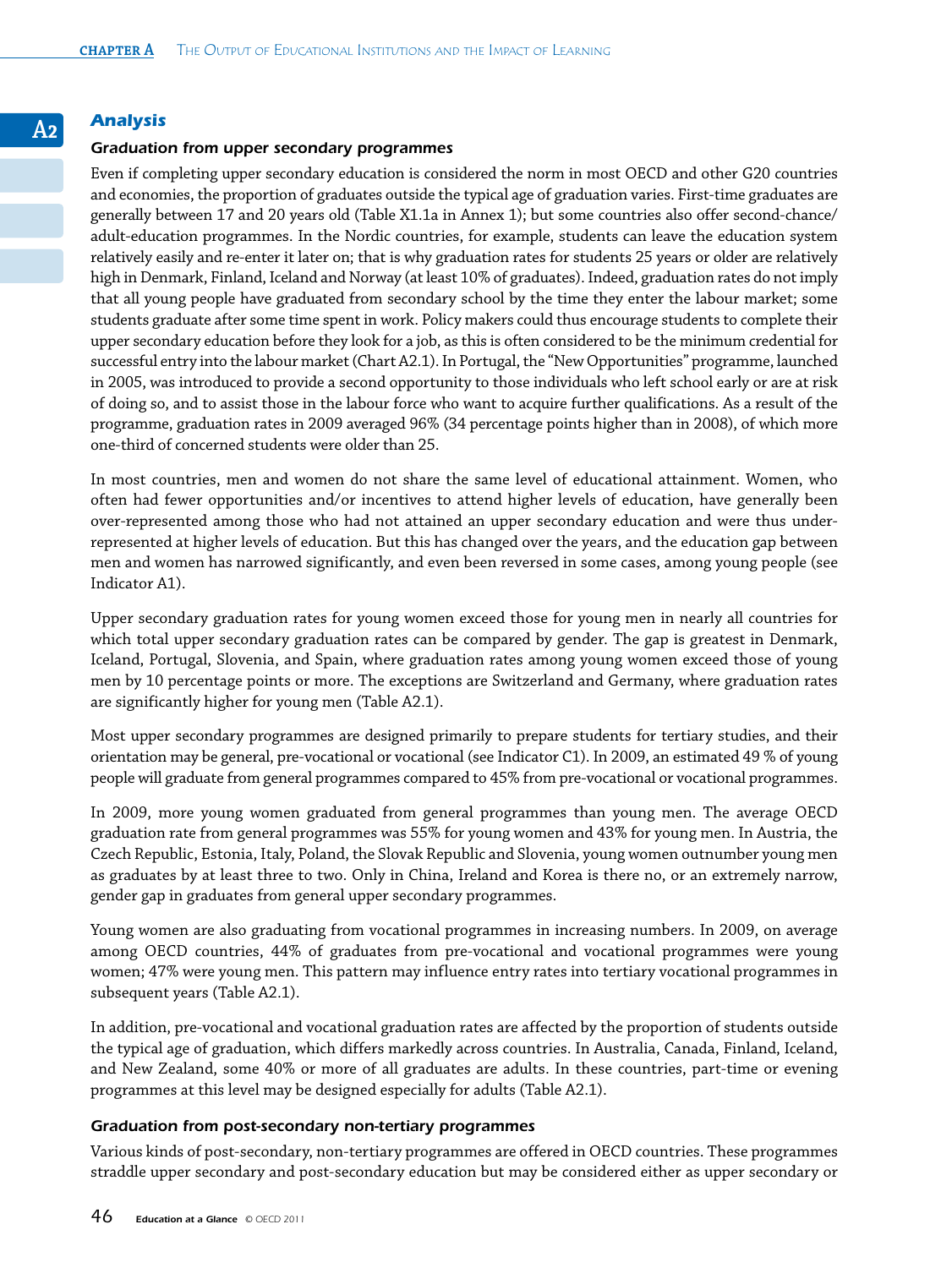## Analysis

### Graduation from upper secondary programmes

Even if completing upper secondary education is considered the norm in most OECD and other G20 countries and economies, the proportion of graduates outside the typical age of graduation varies. First-time graduates are generally between 17 and 20 years old (Table X1.1a in Annex 1); but some countries also offer second-chance/adult-education programmes. In the Nordic countries, for example, students can leave the education system relatively easily and re-enter it later on; that is why graduation rates for students 25 years or older are relatively high in Denmark, Finland, Iceland and Norway (at least 10% of graduates). Indeed, graduation rates do not imply that all young people have graduated from secondary school by the time they enter the labour market; some students graduate after some time spent in work. Policy makers could thus encourage students to complete their upper secondary education before they look for a job, as this is often considered to be the minimum credential for successful entry into the labour market (Chart A2.1). In Portugal, the "New Opportunities" programme, launched in 2005, was introduced to provide a second opportunity to those individuals who left school early or are at risk of doing so, and to assist those in the labour force who want to acquire further qualifications. As a result of the programme, graduation rates in 2009 averaged 96% (34 percentage points higher than in 2008), of which more one-third of concerned students were older than 25.

In most countries, men and women do not share the same level of educational attainment. Women, who often had fewer opportunities and/or incentives to attend higher levels of education, have generally been over-represented among those who had not attained an upper secondary education and were thus under-represented at higher levels of education. But this has changed over the years, and the education gap between men and women has narrowed significantly, and even been reversed in some cases, among young people (see Indicator A1).

Upper secondary graduation rates for young women exceed those for young men in nearly all countries for which total upper secondary graduation rates can be compared by gender. The gap is greatest in Denmark, Iceland, Portugal, Slovenia, and Spain, where graduation rates among young women exceed those of young men by 10 percentage points or more. The exceptions are Switzerland and Germany, where graduation rates are significantly higher for young men (Table A2.1).

Most upper secondary programmes are designed primarily to prepare students for tertiary studies, and their orientation may be general, pre-vocational or vocational (see Indicator C1). In 2009, an estimated 49 % of young people will graduate from general programmes compared to 45% from pre-vocational or vocational programmes.

In 2009, more young women graduated from general programmes than young men. The average OECD graduation rate from general programmes was 55% for young women and 43% for young men. In Austria, the Czech Republic, Estonia, Italy, Poland, the Slovak Republic and Slovenia, young women outnumber young men as graduates by at least three to two. Only in China, Ireland and Korea is there no, or an extremely narrow, gender gap in graduates from general upper secondary programmes.

Young women are also graduating from vocational programmes in increasing numbers. In 2009, on average among OECD countries, 44% of graduates from pre-vocational and vocational programmes were young women; 47% were young men. This pattern may influence entry rates into tertiary vocational programmes in subsequent years (Table A2.1).

In addition, pre-vocational and vocational graduation rates are affected by the proportion of students outside the typical age of graduation, which differs markedly across countries. In Australia, Canada, Finland, Iceland, and New Zealand, some 40% or more of all graduates are adults. In these countries, part-time or evening programmes at this level may be designed especially for adults (Table A2.1).

### Graduation from post-secondary non-tertiary programmes

Various kinds of post-secondary, non-tertiary programmes are offered in OECD countries. These programmes straddle upper secondary and post-secondary education but may be considered either as upper secondary or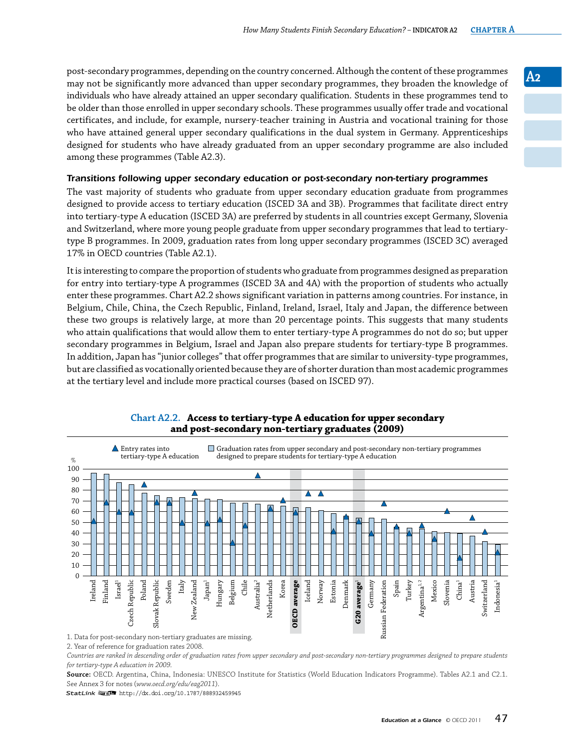post-secondary programmes, depending on the country concerned. Although the content of these programmes may not be significantly more advanced than upper secondary programmes, they broaden the knowledge of individuals who have already attained an upper secondary qualification. Students in these programmes tend to be older than those enrolled in upper secondary schools. These programmes usually offer trade and vocational certificates, and include, for example, nursery-teacher training in Austria and vocational training for those who have attained general upper secondary qualifications in the dual system in Germany. Apprenticeships designed for students who have already graduated from an upper secondary programme are also included among these programmes (Table A2.3).

### *Transitions following upper secondary education or post-secondary non-tertiary programmes*

The vast majority of students who graduate from upper secondary education graduate from programmes designed to provide access to tertiary education (ISCED 3A and 3B). Programmes that facilitate direct entry into tertiary-type A education (ISCED 3A) are preferred by students in all countries except Germany, Slovenia and Switzerland, where more young people graduate from upper secondary programmes that lead to tertiary-type B programmes. In 2009, graduation rates from long upper secondary programmes (ISCED 3C) averaged 17% in OECD countries (Table A2.1).

It is interesting to compare the proportion of students who graduate from programmes designed as preparation for entry into tertiary-type A programmes (ISCED 3A and 4A) with the proportion of students who actually enter these programmes. Chart A2.2 shows significant variation in patterns among countries. For instance, in Belgium, Chile, China, the Czech Republic, Finland, Ireland, Israel, Italy and Japan, the difference between these two groups is relatively large, at more than 20 percentage points. This suggests that many students who attain qualifications that would allow them to enter tertiary-type A programmes do not do so; but upper secondary programmes in Belgium, Israel and Japan also prepare students for tertiary-type B programmes. In addition, Japan has "junior colleges" that offer programmes that are similar to university-type programmes, but are classified as vocationally oriented because they are of shorter duration than most academic programmes at the tertiary level and include more practical courses (based on ISCED 97).

**Chart A2.2. Access to tertiary-type A education for upper secondary and post-secondary non-tertiary graduates (2009)**

▲ Entry rates into tertiary-type A education
▭ Graduation rates from upper secondary and post-secondary non-tertiary programmes designed to prepare students for tertiary-type A education

Countries (in chart order): Ireland, Finland, Israel[1], Czech Republic, Poland, Slovak Republic, Sweden, Italy, New Zealand, Japan[1], Hungary, Belgium, Chile, Australia[2], Netherlands, Korea, **OECD average**, Iceland, Norway, Estonia, Denmark, **G20 average**[1], Germany, Russian Federation, Spain, Turkey, Argentina[1,2], Mexico, Slovenia, China[1], Austria, Switzerland, Indonesia[1]

1. Data for post-secondary non-tertiary graduates are missing.
2. Year of reference for graduation rates 2008.

*Countries are ranked in descending order of graduation rates from upper secondary and post-secondary non-tertiary programmes designed to prepare students for tertiary-type A education in 2009.*

**Source:** OECD. Argentina, China, Indonesia: UNESCO Institute for Statistics (World Education Indicators Programme). Tables A2.1 and C2.1. See Annex 3 for notes (*www.oecd.org/edu/eag2011*).

StatLink http://dx.doi.org/10.1787/888932459945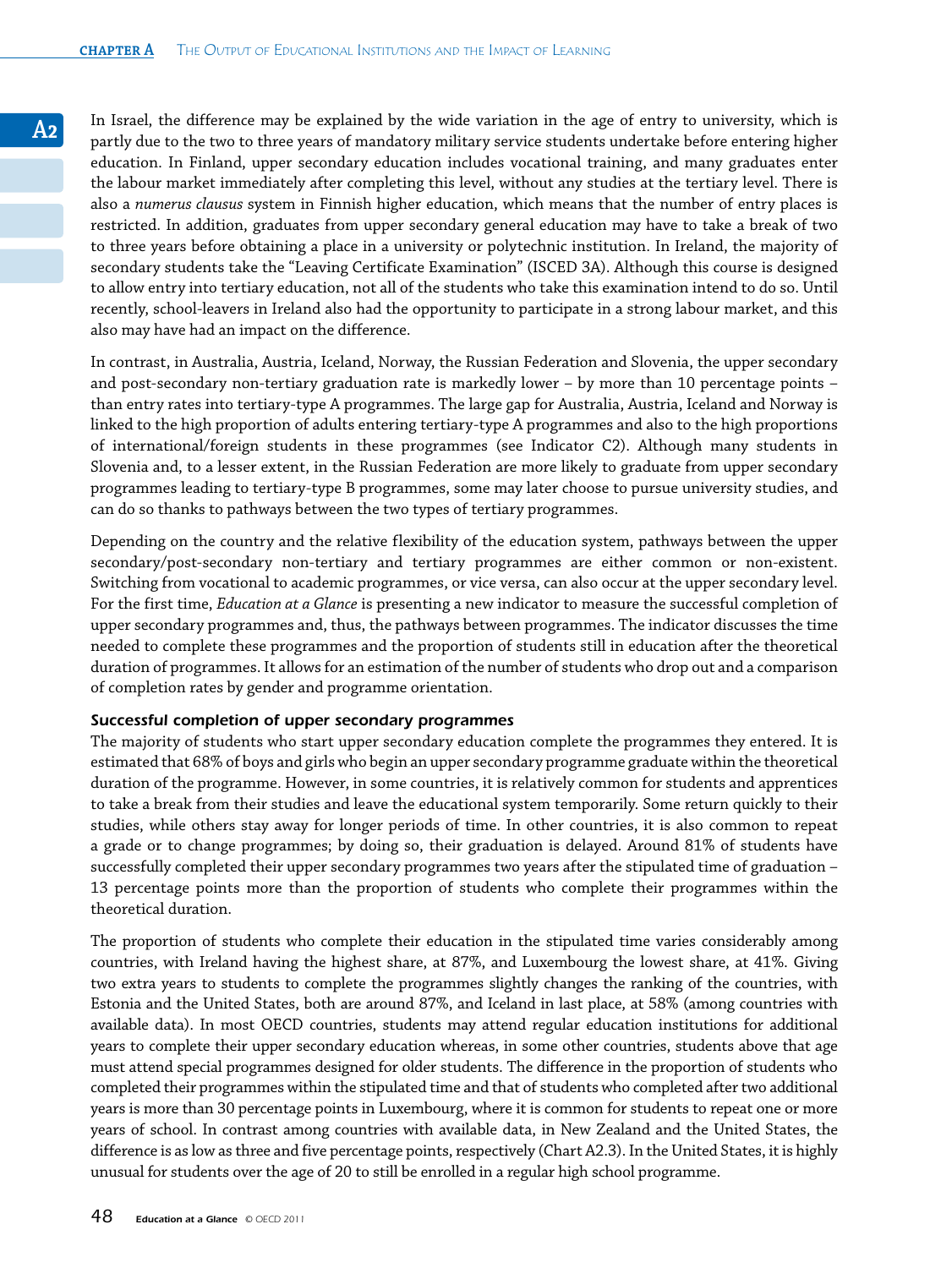In Israel, the difference may be explained by the wide variation in the age of entry to university, which is partly due to the two to three years of mandatory military service students undertake before entering higher education. In Finland, upper secondary education includes vocational training, and many graduates enter the labour market immediately after completing this level, without any studies at the tertiary level. There is also a *numerus clausus* system in Finnish higher education, which means that the number of entry places is restricted. In addition, graduates from upper secondary general education may have to take a break of two to three years before obtaining a place in a university or polytechnic institution. In Ireland, the majority of secondary students take the "Leaving Certificate Examination" (ISCED 3A). Although this course is designed to allow entry into tertiary education, not all of the students who take this examination intend to do so. Until recently, school-leavers in Ireland also had the opportunity to participate in a strong labour market, and this also may have had an impact on the difference.

In contrast, in Australia, Austria, Iceland, Norway, the Russian Federation and Slovenia, the upper secondary and post-secondary non-tertiary graduation rate is markedly lower – by more than 10 percentage points – than entry rates into tertiary-type A programmes. The large gap for Australia, Austria, Iceland and Norway is linked to the high proportion of adults entering tertiary-type A programmes and also to the high proportions of international/foreign students in these programmes (see Indicator C2). Although many students in Slovenia and, to a lesser extent, in the Russian Federation are more likely to graduate from upper secondary programmes leading to tertiary-type B programmes, some may later choose to pursue university studies, and can do so thanks to pathways between the two types of tertiary programmes.

Depending on the country and the relative flexibility of the education system, pathways between the upper secondary/post-secondary non-tertiary and tertiary programmes are either common or non-existent. Switching from vocational to academic programmes, or vice versa, can also occur at the upper secondary level. For the first time, *Education at a Glance* is presenting a new indicator to measure the successful completion of upper secondary programmes and, thus, the pathways between programmes. The indicator discusses the time needed to complete these programmes and the proportion of students still in education after the theoretical duration of programmes. It allows for an estimation of the number of students who drop out and a comparison of completion rates by gender and programme orientation.

### *Successful completion of upper secondary programmes*

The majority of students who start upper secondary education complete the programmes they entered. It is estimated that 68% of boys and girls who begin an upper secondary programme graduate within the theoretical duration of the programme. However, in some countries, it is relatively common for students and apprentices to take a break from their studies and leave the educational system temporarily. Some return quickly to their studies, while others stay away for longer periods of time. In other countries, it is also common to repeat a grade or to change programmes; by doing so, their graduation is delayed. Around 81% of students have successfully completed their upper secondary programmes two years after the stipulated time of graduation – 13 percentage points more than the proportion of students who complete their programmes within the theoretical duration.

The proportion of students who complete their education in the stipulated time varies considerably among countries, with Ireland having the highest share, at 87%, and Luxembourg the lowest share, at 41%. Giving two extra years to students to complete the programmes slightly changes the ranking of the countries, with Estonia and the United States, both are around 87%, and Iceland in last place, at 58% (among countries with available data). In most OECD countries, students may attend regular education institutions for additional years to complete their upper secondary education whereas, in some other countries, students above that age must attend special programmes designed for older students. The difference in the proportion of students who completed their programmes within the stipulated time and that of students who completed after two additional years is more than 30 percentage points in Luxembourg, where it is common for students to repeat one or more years of school. In contrast among countries with available data, in New Zealand and the United States, the difference is as low as three and five percentage points, respectively (Chart A2.3). In the United States, it is highly unusual for students over the age of 20 to still be enrolled in a regular high school programme.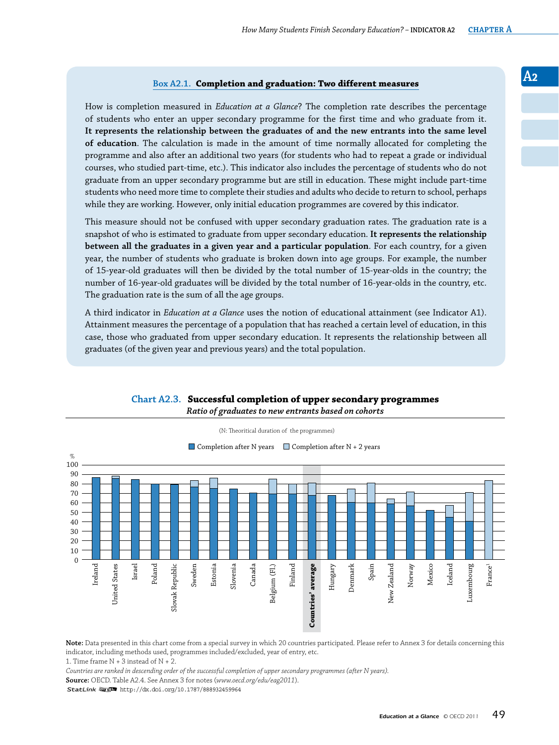### Box A2.1. Completion and graduation: Two different measures

How is completion measured in *Education at a Glance*? The completion rate describes the percentage of students who enter an upper secondary programme for the first time and who graduate from it. **It represents the relationship between the graduates of and the new entrants into the same level of education**. The calculation is made in the amount of time normally allocated for completing the programme and also after an additional two years (for students who had to repeat a grade or individual courses, who studied part-time, etc.). This indicator also includes the percentage of students who do not graduate from an upper secondary programme but are still in education. These might include part-time students who need more time to complete their studies and adults who decide to return to school, perhaps while they are working. However, only initial education programmes are covered by this indicator.

This measure should not be confused with upper secondary graduation rates. The graduation rate is a snapshot of who is estimated to graduate from upper secondary education. **It represents the relationship between all the graduates in a given year and a particular population**. For each country, for a given year, the number of students who graduate is broken down into age groups. For example, the number of 15-year-old graduates will then be divided by the total number of 15-year-olds in the country; the number of 16-year-old graduates will be divided by the total number of 16-year-olds in the country, etc. The graduation rate is the sum of all the age groups.

A third indicator in *Education at a Glance* uses the notion of educational attainment (see Indicator A1). Attainment measures the percentage of a population that has reached a certain level of education, in this case, those who graduated from upper secondary education. It represents the relationship between all graduates (of the given year and previous years) and the total population.

### Chart A2.3. Successful completion of upper secondary programmes

*Ratio of graduates to new entrants based on cohorts*

(N: Theoritical duration of the programmes)

Completion after N years
Completion after N + 2 years

%
100
90
80
70
60
50
40
30
20
10
0

Ireland, United States, Israel, Poland, Slovak Republic, Sweden, Estonia, Slovenia, Canada, Belgium (Fl.), Finland, **Countries' average**, Hungary, Denmark, Spain, New Zealand, Norway, Mexico, Iceland, Luxembourg, France[1]

**Note:** Data presented in this chart come from a special survey in which 20 countries participated. Please refer to Annex 3 for details concerning this indicator, including methods used, programmes included/excluded, year of entry, etc.

1. Time frame N + 3 instead of N + 2.

*Countries are ranked in descending order of the successful completion of upper secondary programmes (after N years).*

**Source:** OECD. Table A2.4. See Annex 3 for notes (*www.oecd.org/edu/eag2011*).

StatLink http://dx.doi.org/10.1787/888932459964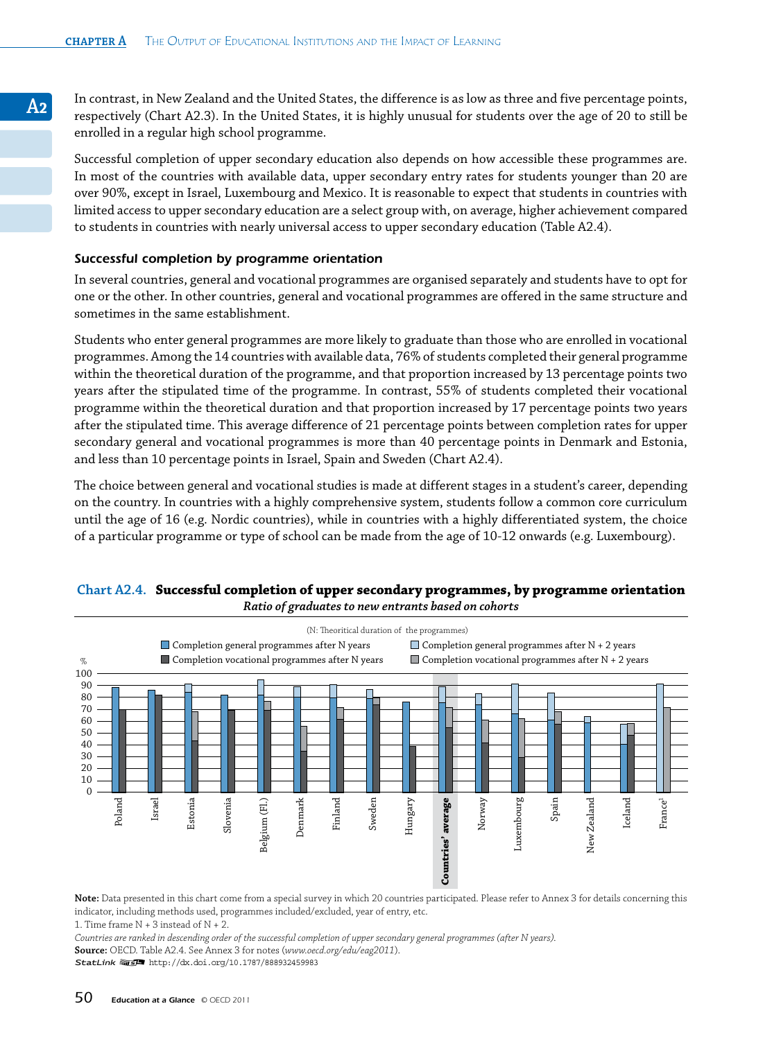In contrast, in New Zealand and the United States, the difference is as low as three and five percentage points, respectively (Chart A2.3). In the United States, it is highly unusual for students over the age of 20 to still be enrolled in a regular high school programme.

Successful completion of upper secondary education also depends on how accessible these programmes are. In most of the countries with available data, upper secondary entry rates for students younger than 20 are over 90%, except in Israel, Luxembourg and Mexico. It is reasonable to expect that students in countries with limited access to upper secondary education are a select group with, on average, higher achievement compared to students in countries with nearly universal access to upper secondary education (Table A2.4).

### *Successful completion by programme orientation*

In several countries, general and vocational programmes are organised separately and students have to opt for one or the other. In other countries, general and vocational programmes are offered in the same structure and sometimes in the same establishment.

Students who enter general programmes are more likely to graduate than those who are enrolled in vocational programmes. Among the 14 countries with available data, 76% of students completed their general programme within the theoretical duration of the programme, and that proportion increased by 13 percentage points two years after the stipulated time of the programme. In contrast, 55% of students completed their vocational programme within the theoretical duration and that proportion increased by 17 percentage points two years after the stipulated time. This average difference of 21 percentage points between completion rates for upper secondary general and vocational programmes is more than 40 percentage points in Denmark and Estonia, and less than 10 percentage points in Israel, Spain and Sweden (Chart A2.4).

The choice between general and vocational studies is made at different stages in a student's career, depending on the country. In countries with a highly comprehensive system, students follow a common core curriculum until the age of 16 (e.g. Nordic countries), while in countries with a highly differentiated system, the choice of a particular programme or type of school can be made from the age of 10-12 onwards (e.g. Luxembourg).

**Chart A2.4. Successful completion of upper secondary programmes, by programme orientation**

*Ratio of graduates to new entrants based on cohorts*

(N: Theoritical duration of the programmes)

- Completion general programmes after N years
- Completion general programmes after N + 2 years
- Completion vocational programmes after N years
- Completion vocational programmes after N + 2 years

Countries: Poland, Israel, Estonia, Slovenia, Belgium (Fl.), Denmark, Finland, Sweden, Hungary, **Countries' average**, Norway, Luxembourg, Spain, New Zealand, Iceland, France[1]

**Note:** Data presented in this chart come from a special survey in which 20 countries participated. Please refer to Annex 3 for details concerning this indicator, including methods used, programmes included/excluded, year of entry, etc.

1. Time frame N + 3 instead of N + 2.

*Countries are ranked in descending order of the successful completion of upper secondary general programmes (after N years).*

**Source:** OECD. Table A2.4. See Annex 3 for notes (*www.oecd.org/edu/eag2011*).

StatLink http://dx.doi.org/10.1787/888932459983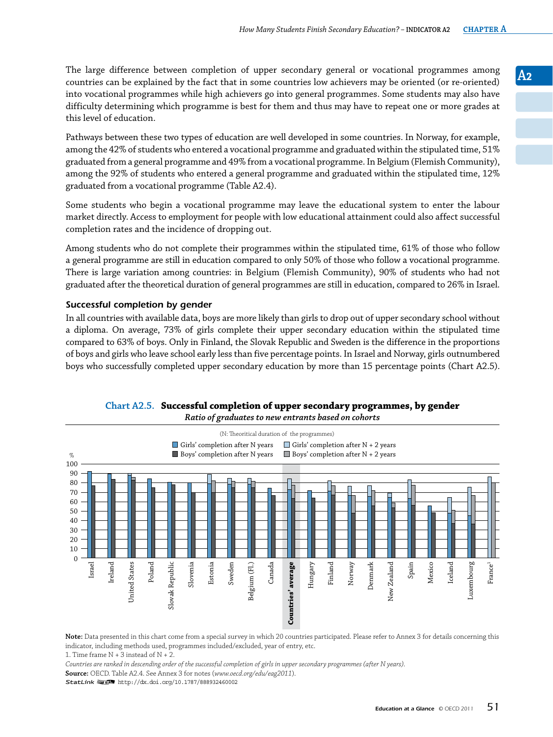The large difference between completion of upper secondary general or vocational programmes among countries can be explained by the fact that in some countries low achievers may be oriented (or re-oriented) into vocational programmes while high achievers go into general programmes. Some students may also have difficulty determining which programme is best for them and thus may have to repeat one or more grades at this level of education.

Pathways between these two types of education are well developed in some countries. In Norway, for example, among the 42% of students who entered a vocational programme and graduated within the stipulated time, 51% graduated from a general programme and 49% from a vocational programme. In Belgium (Flemish Community), among the 92% of students who entered a general programme and graduated within the stipulated time, 12% graduated from a vocational programme (Table A2.4).

Some students who begin a vocational programme may leave the educational system to enter the labour market directly. Access to employment for people with low educational attainment could also affect successful completion rates and the incidence of dropping out.

Among students who do not complete their programmes within the stipulated time, 61% of those who follow a general programme are still in education compared to only 50% of those who follow a vocational programme. There is large variation among countries: in Belgium (Flemish Community), 90% of students who had not graduated after the theoretical duration of general programmes are still in education, compared to 26% in Israel.

### Successful completion by gender

In all countries with available data, boys are more likely than girls to drop out of upper secondary school without a diploma. On average, 73% of girls complete their upper secondary education within the stipulated time compared to 63% of boys. Only in Finland, the Slovak Republic and Sweden is the difference in the proportions of boys and girls who leave school early less than five percentage points. In Israel and Norway, girls outnumbered boys who successfully completed upper secondary education by more than 15 percentage points (Chart A2.5).

**Chart A2.5. Successful completion of upper secondary programmes, by gender**

*Ratio of graduates to new entrants based on cohorts*

(N: Theoritical duration of the programmes)

Girls' completion after N years; Boys' completion after N years; Girls' completion after N + 2 years; Boys' completion after N + 2 years

Countries: Israel, Ireland, United States, Poland, Slovak Republic, Slovenia, Estonia, Sweden, Belgium (Fl.), Canada, Countries' average, Hungary, Finland, Norway, Denmark, New Zealand, Spain, Mexico, Iceland, Luxembourg, France[1]

**Note:** Data presented in this chart come from a special survey in which 20 countries participated. Please refer to Annex 3 for details concerning this indicator, including methods used, programmes included/excluded, year of entry, etc.

1. Time frame N + 3 instead of N + 2.

*Countries are ranked in descending order of the successful completion of girls in upper secondary programmes (after N years).*

**Source:** OECD. Table A2.4. See Annex 3 for notes (*www.oecd.org/edu/eag2011*).

StatLink http://dx.doi.org/10.1787/888932460002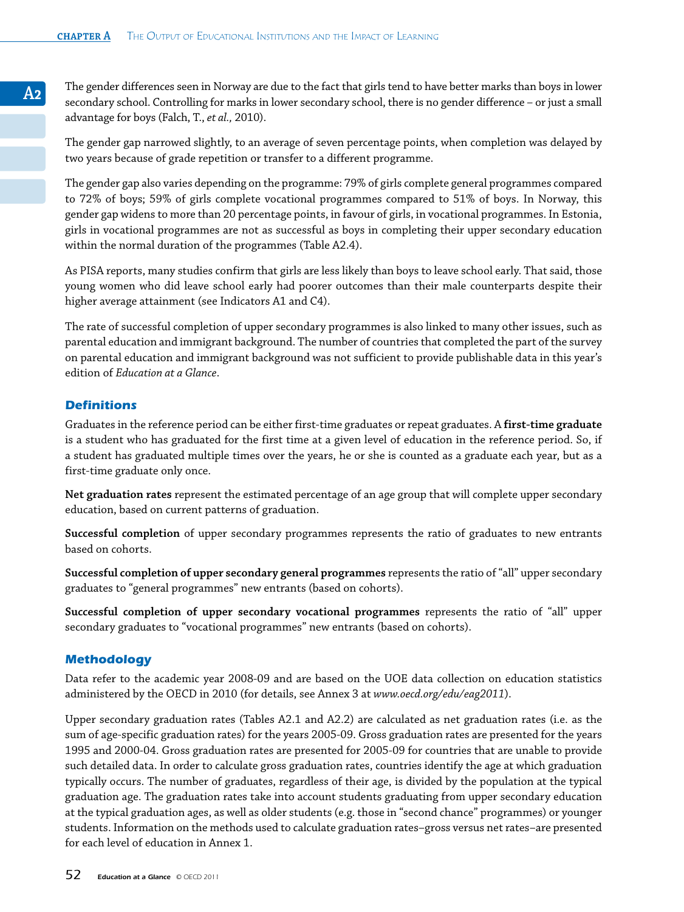The gender differences seen in Norway are due to the fact that girls tend to have better marks than boys in lower secondary school. Controlling for marks in lower secondary school, there is no gender difference – or just a small advantage for boys (Falch, T., *et al.,* 2010).

The gender gap narrowed slightly, to an average of seven percentage points, when completion was delayed by two years because of grade repetition or transfer to a different programme.

The gender gap also varies depending on the programme: 79% of girls complete general programmes compared to 72% of boys; 59% of girls complete vocational programmes compared to 51% of boys. In Norway, this gender gap widens to more than 20 percentage points, in favour of girls, in vocational programmes. In Estonia, girls in vocational programmes are not as successful as boys in completing their upper secondary education within the normal duration of the programmes (Table A2.4).

As PISA reports, many studies confirm that girls are less likely than boys to leave school early. That said, those young women who did leave school early had poorer outcomes than their male counterparts despite their higher average attainment (see Indicators A1 and C4).

The rate of successful completion of upper secondary programmes is also linked to many other issues, such as parental education and immigrant background. The number of countries that completed the part of the survey on parental education and immigrant background was not sufficient to provide publishable data in this year's edition of *Education at a Glance*.

## Definitions

Graduates in the reference period can be either first-time graduates or repeat graduates. A **first-time graduate** is a student who has graduated for the first time at a given level of education in the reference period. So, if a student has graduated multiple times over the years, he or she is counted as a graduate each year, but as a first-time graduate only once.

**Net graduation rates** represent the estimated percentage of an age group that will complete upper secondary education, based on current patterns of graduation.

**Successful completion** of upper secondary programmes represents the ratio of graduates to new entrants based on cohorts.

**Successful completion of upper secondary general programmes** represents the ratio of "all" upper secondary graduates to "general programmes" new entrants (based on cohorts).

**Successful completion of upper secondary vocational programmes** represents the ratio of "all" upper secondary graduates to "vocational programmes" new entrants (based on cohorts).

## Methodology

Data refer to the academic year 2008-09 and are based on the UOE data collection on education statistics administered by the OECD in 2010 (for details, see Annex 3 at *www.oecd.org/edu/eag2011*).

Upper secondary graduation rates (Tables A2.1 and A2.2) are calculated as net graduation rates (i.e. as the sum of age-specific graduation rates) for the years 2005-09. Gross graduation rates are presented for the years 1995 and 2000-04. Gross graduation rates are presented for 2005-09 for countries that are unable to provide such detailed data. In order to calculate gross graduation rates, countries identify the age at which graduation typically occurs. The number of graduates, regardless of their age, is divided by the population at the typical graduation age. The graduation rates take into account students graduating from upper secondary education at the typical graduation ages, as well as older students (e.g. those in "second chance" programmes) or younger students. Information on the methods used to calculate graduation rates–gross versus net rates–are presented for each level of education in Annex 1.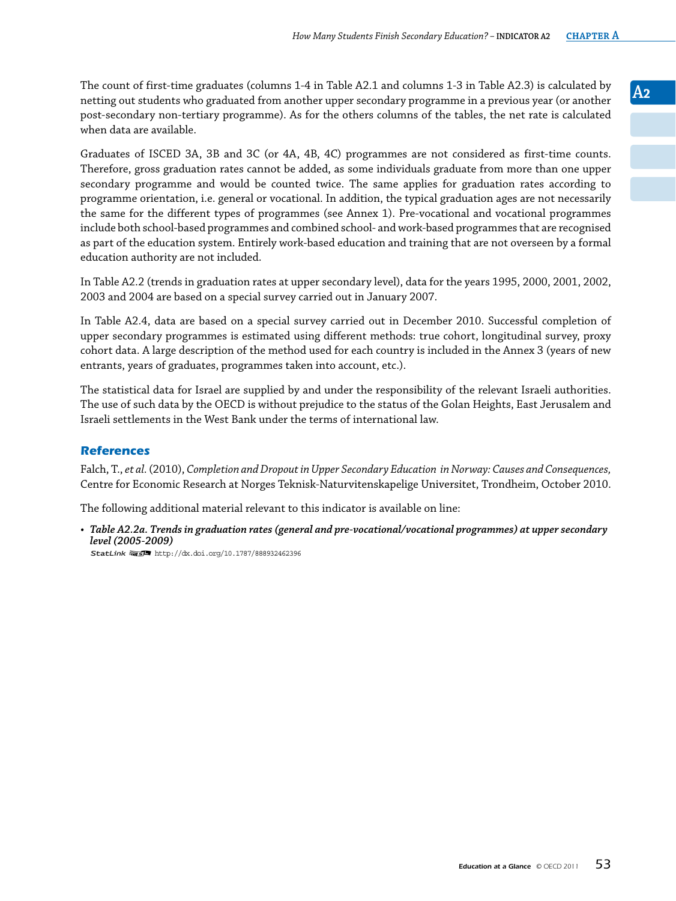The count of first-time graduates (columns 1-4 in Table A2.1 and columns 1-3 in Table A2.3) is calculated by netting out students who graduated from another upper secondary programme in a previous year (or another post-secondary non-tertiary programme). As for the others columns of the tables, the net rate is calculated when data are available.

Graduates of ISCED 3A, 3B and 3C (or 4A, 4B, 4C) programmes are not considered as first-time counts. Therefore, gross graduation rates cannot be added, as some individuals graduate from more than one upper secondary programme and would be counted twice. The same applies for graduation rates according to programme orientation, i.e. general or vocational. In addition, the typical graduation ages are not necessarily the same for the different types of programmes (see Annex 1). Pre-vocational and vocational programmes include both school-based programmes and combined school- and work-based programmes that are recognised as part of the education system. Entirely work-based education and training that are not overseen by a formal education authority are not included.

In Table A2.2 (trends in graduation rates at upper secondary level), data for the years 1995, 2000, 2001, 2002, 2003 and 2004 are based on a special survey carried out in January 2007.

In Table A2.4, data are based on a special survey carried out in December 2010. Successful completion of upper secondary programmes is estimated using different methods: true cohort, longitudinal survey, proxy cohort data. A large description of the method used for each country is included in the Annex 3 (years of new entrants, years of graduates, programmes taken into account, etc.).

The statistical data for Israel are supplied by and under the responsibility of the relevant Israeli authorities. The use of such data by the OECD is without prejudice to the status of the Golan Heights, East Jerusalem and Israeli settlements in the West Bank under the terms of international law.

## References

Falch, T., *et al.* (2010), *Completion and Dropout in Upper Secondary Education in Norway: Causes and Consequences,* Centre for Economic Research at Norges Teknisk-Naturvitenskapelige Universitet, Trondheim, October 2010.

The following additional material relevant to this indicator is available on line:

- ***Table A2.2a. Trends in graduation rates (general and pre-vocational/vocational programmes) at upper secondary level (2005-2009)***
  StatLink http://dx.doi.org/10.1787/888932462396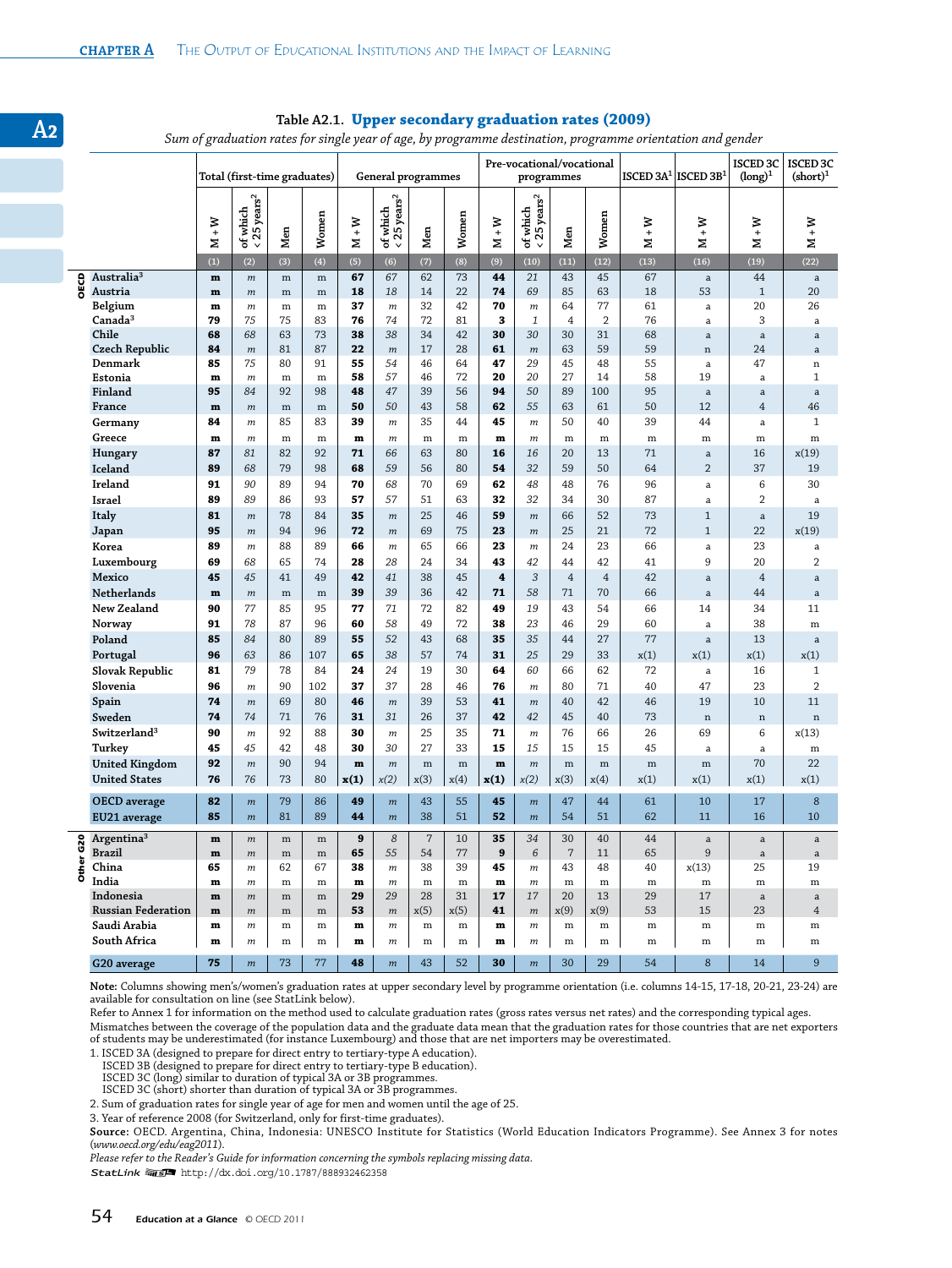## Table A2.1. Upper secondary graduation rates (2009)

*Sum of graduation rates for single year of age, by programme destination, programme orientation and gender*

| | | Total (first-time graduates) | | | | General programmes | | | | Pre-vocational/vocational programmes | | | | ISCED 3A[1] | ISCED 3B[1] | ISCED 3C (long)[1] | ISCED 3C (short)[1] |
|---|---|---|---|---|---|---|---|---|---|---|---|---|---|---|---|---|---|
| | | M + W | of which < 25 years[2] | Men | Women | M + W | of which < 25 years[2] | Men | Women | M + W | of which < 25 years[2] | Men | Women | M + W | M + W | M + W | M + W |
| | | (1) | (2) | (3) | (4) | (5) | (6) | (7) | (8) | (9) | (10) | (11) | (12) | (13) | (16) | (19) | (22) |
| OECD | Australia[3] | **m** | *m* | m | m | **67** | *67* | 62 | 73 | **44** | *21* | 43 | 45 | 67 | a | 44 | a |
| | Austria | **m** | *m* | m | m | **18** | *18* | 14 | 22 | **74** | *69* | 85 | 63 | 18 | 53 | 1 | 20 |
| | Belgium | **m** | *m* | m | m | **37** | *m* | 32 | 42 | **70** | *m* | 64 | 77 | 61 | a | 20 | 26 |
| | Canada[3] | **79** | *75* | 75 | 83 | **76** | *74* | 72 | 81 | **3** | *1* | 4 | 2 | 76 | a | 3 | a |
| | Chile | **68** | *68* | 63 | 73 | **38** | *38* | 34 | 42 | **30** | *30* | 30 | 31 | 68 | a | a | a |
| | Czech Republic | **84** | *m* | 81 | 87 | **22** | *m* | 17 | 28 | **61** | *m* | 63 | 59 | 59 | n | 24 | a |
| | Denmark | **85** | *75* | 80 | 91 | **55** | *54* | 46 | 64 | **47** | *29* | 45 | 48 | 55 | a | 47 | n |
| | Estonia | **m** | *m* | m | m | **58** | *57* | 46 | 72 | **20** | *20* | 27 | 14 | 58 | 19 | a | 1 |
| | Finland | **95** | *84* | 92 | 98 | **48** | *47* | 39 | 56 | **94** | *50* | 89 | 100 | 95 | a | a | a |
| | France | **m** | *m* | m | m | **50** | *50* | 43 | 58 | **62** | *55* | 63 | 61 | 50 | 12 | 4 | 46 |
| | Germany | **84** | *m* | 85 | 83 | **39** | *m* | 35 | 44 | **45** | *m* | 50 | 40 | 39 | 44 | a | 1 |
| | Greece | **m** | *m* | m | m | **m** | *m* | m | m | **m** | *m* | m | m | m | m | m | m |
| | Hungary | **87** | *81* | 82 | 92 | **71** | *66* | 63 | 80 | **16** | *16* | 20 | 13 | 71 | a | 16 | x(19) |
| | Iceland | **89** | *68* | 79 | 98 | **68** | *59* | 56 | 80 | **54** | *32* | 59 | 50 | 64 | 2 | 37 | 19 |
| | Ireland | **91** | *90* | 89 | 94 | **70** | *68* | 70 | 69 | **62** | *48* | 48 | 76 | 96 | a | 6 | 30 |
| | Israel | **89** | *89* | 86 | 93 | **57** | *57* | 51 | 63 | **32** | *32* | 34 | 30 | 87 | a | 2 | a |
| | Italy | **81** | *m* | 78 | 84 | **35** | *m* | 25 | 46 | **59** | *m* | 66 | 52 | 73 | 1 | a | 19 |
| | Japan | **95** | *m* | 94 | 96 | **72** | *m* | 69 | 75 | **23** | *m* | 25 | 21 | 72 | 1 | 22 | x(19) |
| | Korea | **89** | *m* | 88 | 89 | **66** | *m* | 65 | 66 | **23** | *m* | 24 | 23 | 66 | a | 23 | a |
| | Luxembourg | **69** | *68* | 65 | 74 | **28** | *28* | 24 | 34 | **43** | *42* | 44 | 42 | 41 | 9 | 20 | 2 |
| | Mexico | **45** | *45* | 41 | 49 | **42** | *41* | 38 | 45 | **4** | *3* | 4 | 4 | 42 | a | 4 | a |
| | Netherlands | **m** | *m* | m | m | **39** | *39* | 36 | 42 | **71** | *58* | 71 | 70 | 66 | a | 44 | a |
| | New Zealand | **90** | *77* | 85 | 95 | **77** | *71* | 72 | 82 | **49** | *19* | 43 | 54 | 66 | 14 | 34 | 11 |
| | Norway | **91** | *78* | 87 | 96 | **60** | *58* | 49 | 72 | **38** | *23* | 46 | 29 | 60 | a | 38 | m |
| | Poland | **85** | *84* | 80 | 89 | **55** | *52* | 43 | 68 | **35** | *35* | 44 | 27 | 77 | a | 13 | a |
| | Portugal | **96** | *63* | 86 | 107 | **65** | *38* | 57 | 74 | **31** | *25* | 29 | 33 | x(1) | x(1) | x(1) | x(1) |
| | Slovak Republic | **81** | *79* | 78 | 84 | **24** | *24* | 19 | 30 | **64** | *60* | 66 | 62 | 72 | a | 16 | 1 |
| | Slovenia | **96** | *m* | 90 | 102 | **37** | *37* | 28 | 46 | **76** | *m* | 80 | 71 | 40 | 47 | 23 | 2 |
| | Spain | **74** | *m* | 69 | 80 | **46** | *m* | 39 | 53 | **41** | *m* | 40 | 42 | 46 | 19 | 10 | 11 |
| | Sweden | **74** | *74* | 71 | 76 | **31** | *31* | 26 | 37 | **42** | *42* | 45 | 40 | 73 | n | n | n |
| | Switzerland[3] | **90** | *m* | 92 | 88 | **30** | *m* | 25 | 35 | **71** | *m* | 76 | 66 | 26 | 69 | 6 | x(13) |
| | Turkey | **45** | *45* | 42 | 48 | **30** | *30* | 27 | 33 | **15** | *15* | 15 | 15 | 45 | a | a | m |
| | United Kingdom | **92** | *m* | 90 | 94 | **m** | *m* | m | m | **m** | *m* | m | m | m | m | 70 | 22 |
| | United States | **76** | *76* | 73 | 80 | **x(1)** | *x(2)* | x(3) | x(4) | **x(1)** | *x(2)* | x(3) | x(4) | x(1) | x(1) | x(1) | x(1) |
| | OECD average | **82** | *m* | 79 | 86 | **49** | *m* | 43 | 55 | **45** | *m* | 47 | 44 | 61 | 10 | 17 | 8 |
| | EU21 average | **85** | *m* | 81 | 89 | **44** | *m* | 38 | 51 | **52** | *m* | 54 | 51 | 62 | 11 | 16 | 10 |
| Other G20 | Argentina[3] | **m** | *m* | m | m | **9** | *8* | 7 | 10 | **35** | *34* | 30 | 40 | 44 | a | a | a |
| | Brazil | **m** | *m* | m | m | **65** | *55* | 54 | 77 | **9** | *6* | 7 | 11 | 65 | 9 | a | a |
| | China | **65** | *m* | 62 | 67 | **38** | *m* | 38 | 39 | **45** | *m* | 43 | 48 | 40 | x(13) | 25 | 19 |
| | India | **m** | *m* | m | m | **m** | *m* | m | m | **m** | *m* | m | m | m | m | m | m |
| | Indonesia | **m** | *m* | m | m | **29** | *29* | 28 | 31 | **17** | *17* | 20 | 13 | 29 | 17 | a | a |
| | Russian Federation | **m** | *m* | m | m | **53** | *m* | x(5) | x(5) | **41** | *m* | x(9) | x(9) | 53 | 15 | 23 | 4 |
| | Saudi Arabia | **m** | *m* | m | m | **m** | *m* | m | m | **m** | *m* | m | m | m | m | m | m |
| | South Africa | **m** | *m* | m | m | **m** | *m* | m | m | **m** | *m* | m | m | m | m | m | m |
| | G20 average | **75** | *m* | 73 | 77 | **48** | *m* | 43 | 52 | **30** | *m* | 30 | 29 | 54 | 8 | 14 | 9 |

**Note:** Columns showing men's/women's graduation rates at upper secondary level by programme orientation (i.e. columns 14-15, 17-18, 20-21, 23-24) are available for consultation on line (see StatLink below).

Refer to Annex 1 for information on the method used to calculate graduation rates (gross rates versus net rates) and the corresponding typical ages.

Mismatches between the coverage of the population data and the graduate data mean that the graduation rates for those countries that are net exporters of students may be underestimated (for instance Luxembourg) and those that are net importers may be overestimated.

1. ISCED 3A (designed to prepare for direct entry to tertiary-type A education).
   ISCED 3B (designed to prepare for direct entry to tertiary-type B education).
   ISCED 3C (long) similar to duration of typical 3A or 3B programmes.
   ISCED 3C (short) shorter than duration of typical 3A or 3B programmes.
2. Sum of graduation rates for single year of age for men and women until the age of 25.
3. Year of reference 2008 (for Switzerland, only for first-time graduates).

**Source:** OECD. Argentina, China, Indonesia: UNESCO Institute for Statistics (World Education Indicators Programme). See Annex 3 for notes (*www.oecd.org/edu/eag2011*).

*Please refer to the Reader's Guide for information concerning the symbols replacing missing data.*

StatLink http://dx.doi.org/10.1787/888932462358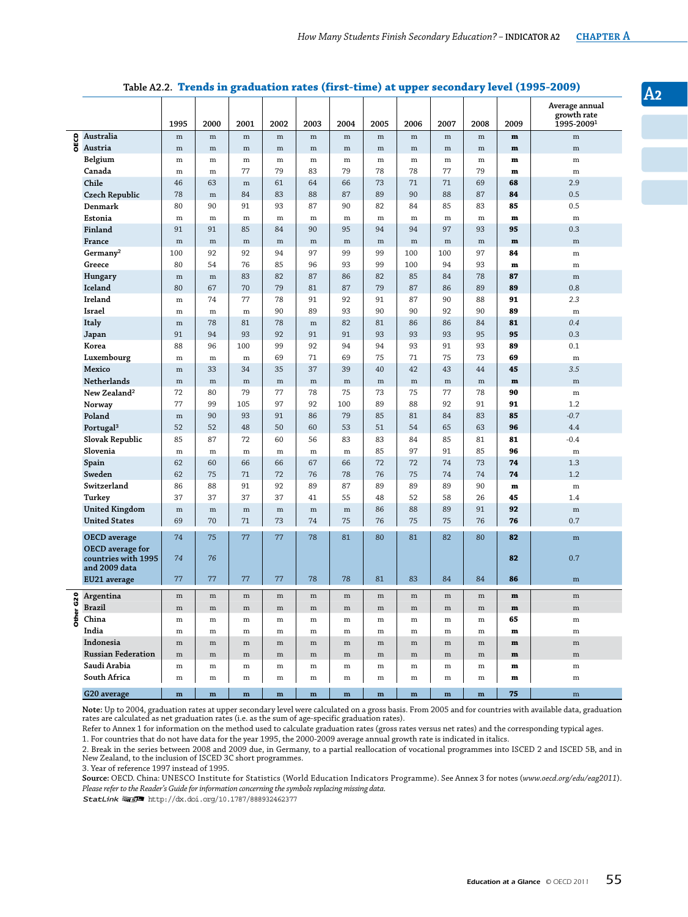## Table A2.2. Trends in graduation rates (first-time) at upper secondary level (1995-2009)

| | | 1995 | 2000 | 2001 | 2002 | 2003 | 2004 | 2005 | 2006 | 2007 | 2008 | 2009 | Average annual growth rate 1995-2009[1] |
|---|---|---|---|---|---|---|---|---|---|---|---|---|---|
| OECD | Australia | m | m | m | m | m | m | m | m | m | m | **m** | m |
| | Austria | m | m | m | m | m | m | m | m | m | m | **m** | m |
| | Belgium | m | m | m | m | m | m | m | m | m | m | **m** | m |
| | Canada | m | m | 77 | 79 | 83 | 79 | 78 | 78 | 77 | 79 | **m** | m |
| | Chile | 46 | 63 | m | 61 | 64 | 66 | 73 | 71 | 71 | 69 | **68** | 2.9 |
| | Czech Republic | 78 | m | 84 | 83 | 88 | 87 | 89 | 90 | 88 | 87 | **84** | 0.5 |
| | Denmark | 80 | 90 | 91 | 93 | 87 | 90 | 82 | 84 | 85 | 83 | **85** | 0.5 |
| | Estonia | m | m | m | m | m | m | m | m | m | m | **m** | m |
| | Finland | 91 | 91 | 85 | 84 | 90 | 95 | 94 | 94 | 97 | 93 | **95** | 0.3 |
| | France | m | m | m | m | m | m | m | m | m | m | **m** | m |
| | Germany[2] | 100 | 92 | 92 | 94 | 97 | 99 | 99 | 100 | 100 | 97 | **84** | m |
| | Greece | 80 | 54 | 76 | 85 | 96 | 93 | 99 | 100 | 94 | 93 | **m** | m |
| | Hungary | m | m | 83 | 82 | 87 | 86 | 82 | 85 | 84 | 78 | **87** | m |
| | Iceland | 80 | 67 | 70 | 79 | 81 | 87 | 79 | 87 | 86 | 89 | **89** | 0.8 |
| | Ireland | m | 74 | 77 | 78 | 91 | 92 | 91 | 87 | 90 | 88 | **91** | *2.3* |
| | Israel | m | m | m | 90 | 89 | 93 | 90 | 90 | 92 | 90 | **89** | m |
| | Italy | m | 78 | 81 | 78 | m | 82 | 81 | 86 | 86 | 84 | **81** | *0.4* |
| | Japan | 91 | 94 | 93 | 92 | 91 | 91 | 93 | 93 | 93 | 95 | **95** | 0.3 |
| | Korea | 88 | 96 | 100 | 99 | 92 | 94 | 94 | 93 | 91 | 93 | **89** | 0.1 |
| | Luxembourg | m | m | m | 69 | 71 | 69 | 75 | 71 | 75 | 73 | **69** | m |
| | Mexico | m | 33 | 34 | 35 | 37 | 39 | 40 | 42 | 43 | 44 | **45** | *3.5* |
| | Netherlands | m | m | m | m | m | m | m | m | m | m | **m** | m |
| | New Zealand[2] | 72 | 80 | 79 | 77 | 78 | 75 | 73 | 75 | 77 | 78 | **90** | m |
| | Norway | 77 | 99 | 105 | 97 | 92 | 100 | 89 | 88 | 92 | 91 | **91** | 1.2 |
| | Poland | m | 90 | 93 | 91 | 86 | 79 | 85 | 81 | 84 | 83 | **85** | *-0.7* |
| | Portugal[3] | 52 | 52 | 48 | 50 | 60 | 53 | 51 | 54 | 65 | 63 | **96** | 4.4 |
| | Slovak Republic | 85 | 87 | 72 | 60 | 56 | 83 | 83 | 84 | 85 | 81 | **81** | -0.4 |
| | Slovenia | m | m | m | m | m | m | 85 | 97 | 91 | 85 | **96** | m |
| | Spain | 62 | 60 | 66 | 66 | 67 | 66 | 72 | 72 | 74 | 73 | **74** | 1.3 |
| | Sweden | 62 | 75 | 71 | 72 | 76 | 78 | 76 | 75 | 74 | 74 | **74** | 1.2 |
| | Switzerland | 86 | 88 | 91 | 92 | 89 | 87 | 89 | 89 | 89 | 90 | **m** | m |
| | Turkey | 37 | 37 | 37 | 37 | 41 | 55 | 48 | 52 | 58 | 26 | **45** | 1.4 |
| | United Kingdom | m | m | m | m | m | m | 86 | 88 | 89 | 91 | **92** | m |
| | United States | 69 | 70 | 71 | 73 | 74 | 75 | 76 | 75 | 75 | 76 | **76** | 0.7 |
| | OECD average | 74 | 75 | 77 | 77 | 78 | 81 | 80 | 81 | 82 | 80 | **82** | m |
| | OECD average for countries with 1995 and 2009 data | *74* | *76* | | | | | | | | | **82** | 0.7 |
| | EU21 average | 77 | 77 | 77 | 77 | 78 | 78 | 81 | 83 | 84 | 84 | **86** | m |
| Other G20 | Argentina | m | m | m | m | m | m | m | m | m | m | **m** | m |
| | Brazil | m | m | m | m | m | m | m | m | m | m | **m** | m |
| | China | m | m | m | m | m | m | m | m | m | m | **65** | m |
| | India | m | m | m | m | m | m | m | m | m | m | **m** | m |
| | Indonesia | m | m | m | m | m | m | m | m | m | m | **m** | m |
| | Russian Federation | m | m | m | m | m | m | m | m | m | m | **m** | m |
| | Saudi Arabia | m | m | m | m | m | m | m | m | m | m | **m** | m |
| | South Africa | m | m | m | m | m | m | m | m | m | m | **m** | m |
| | G20 average | **m** | **m** | **m** | **m** | **m** | **m** | **m** | **m** | **m** | **m** | **75** | m |

**Note:** Up to 2004, graduation rates at upper secondary level were calculated on a gross basis. From 2005 and for countries with available data, graduation rates are calculated as net graduation rates (i.e. as the sum of age-specific graduation rates).

Refer to Annex 1 for information on the method used to calculate graduation rates (gross rates versus net rates) and the corresponding typical ages.

1. For countries that do not have data for the year 1995, the 2000-2009 average annual growth rate is indicated in italics.

2. Break in the series between 2008 and 2009 due, in Germany, to a partial reallocation of vocational programmes into ISCED 2 and ISCED 5B, and in New Zealand, to the inclusion of ISCED 3C short programmes.

3. Year of reference 1997 instead of 1995.

**Source:** OECD. China: UNESCO Institute for Statistics (World Education Indicators Programme). See Annex 3 for notes (*www.oecd.org/edu/eag2011*).

*Please refer to the Reader's Guide for information concerning the symbols replacing missing data.*

StatLink http://dx.doi.org/10.1787/888932462377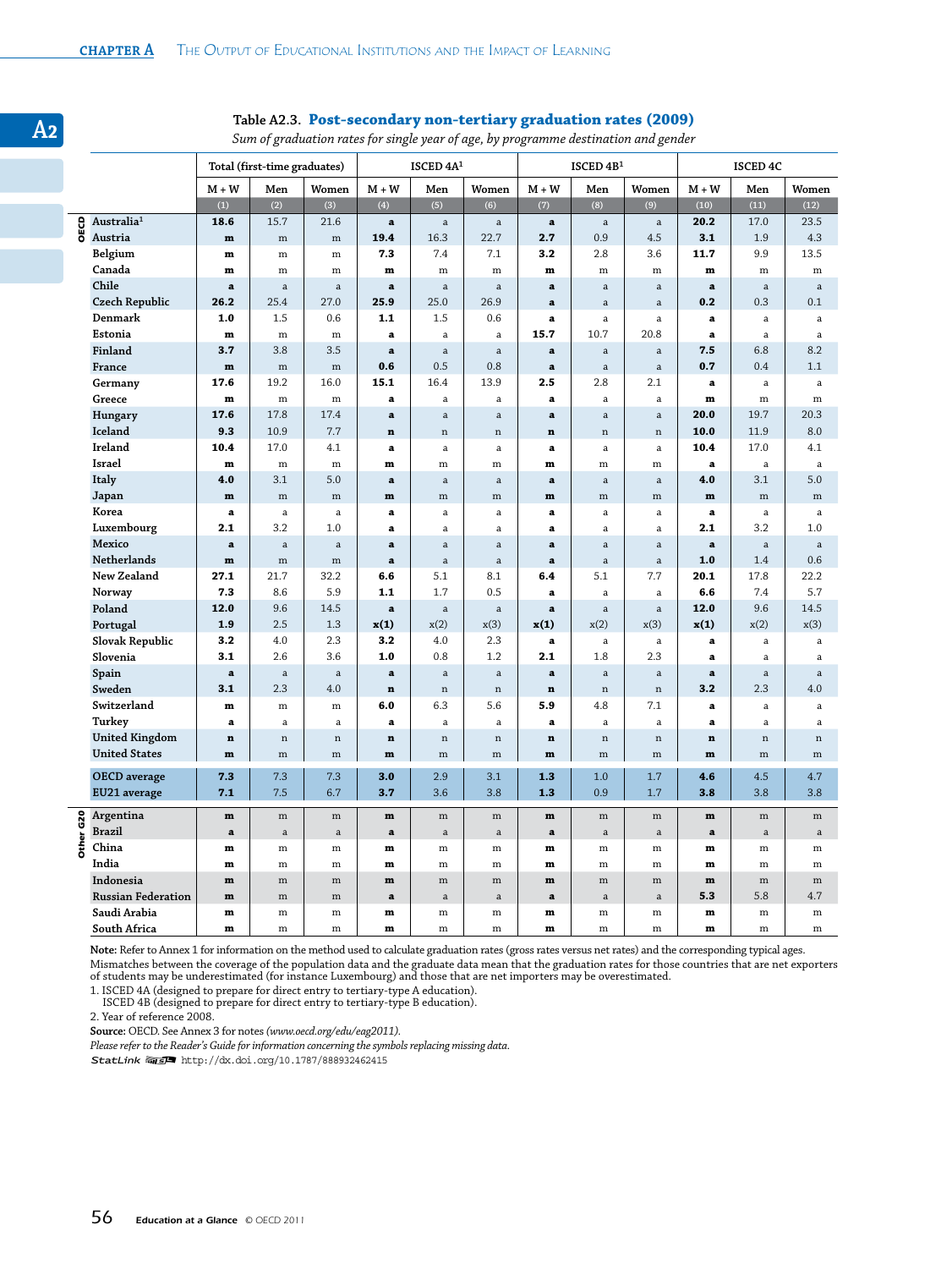Table A2.3. **Post-secondary non-tertiary graduation rates (2009)**

*Sum of graduation rates for single year of age, by programme destination and gender*

| | | Total (first-time graduates) | | | ISCED 4A[1] | | | ISCED 4B[1] | | | ISCED 4C | | |
|---|---|---|---|---|---|---|---|---|---|---|---|---|---|
| | | M + W | Men | Women | M + W | Men | Women | M + W | Men | Women | M + W | Men | Women |
| | | (1) | (2) | (3) | (4) | (5) | (6) | (7) | (8) | (9) | (10) | (11) | (12) |
| OECD | Australia[2] | **18.6** | 15.7 | 21.6 | **a** | a | a | **a** | a | a | **20.2** | 17.0 | 23.5 |
| | Austria | **m** | m | m | **19.4** | 16.3 | 22.7 | **2.7** | 0.9 | 4.5 | **3.1** | 1.9 | 4.3 |
| | Belgium | **m** | m | m | **7.3** | 7.4 | 7.1 | **3.2** | 2.8 | 3.6 | **11.7** | 9.9 | 13.5 |
| | Canada | **m** | m | m | **m** | m | m | **m** | m | m | **m** | m | m |
| | Chile | **a** | a | a | **a** | a | a | **a** | a | a | **a** | a | a |
| | Czech Republic | **26.2** | 25.4 | 27.0 | **25.9** | 25.0 | 26.9 | **a** | a | a | **0.2** | 0.3 | 0.1 |
| | Denmark | **1.0** | 1.5 | 0.6 | **1.1** | 1.5 | 0.6 | **a** | a | a | **a** | a | a |
| | Estonia | **m** | m | m | **a** | a | a | **15.7** | 10.7 | 20.8 | **a** | a | a |
| | Finland | **3.7** | 3.8 | 3.5 | **a** | a | a | **a** | a | a | **7.5** | 6.8 | 8.2 |
| | France | **m** | m | m | **0.6** | 0.5 | 0.8 | **a** | a | a | **0.7** | 0.4 | 1.1 |
| | Germany | **17.6** | 19.2 | 16.0 | **15.1** | 16.4 | 13.9 | **2.5** | 2.8 | 2.1 | **a** | a | a |
| | Greece | **m** | m | m | **a** | a | a | **a** | a | a | **m** | m | m |
| | Hungary | **17.6** | 17.8 | 17.4 | **a** | a | a | **a** | a | a | **20.0** | 19.7 | 20.3 |
| | Iceland | **9.3** | 10.9 | 7.7 | **n** | n | n | **n** | n | n | **10.0** | 11.9 | 8.0 |
| | Ireland | **10.4** | 17.0 | 4.1 | **a** | a | a | **a** | a | a | **10.4** | 17.0 | 4.1 |
| | Israel | **m** | m | m | **m** | m | m | **m** | m | m | **a** | a | a |
| | Italy | **4.0** | 3.1 | 5.0 | **a** | a | a | **a** | a | a | **4.0** | 3.1 | 5.0 |
| | Japan | **m** | m | m | **m** | m | m | **m** | m | m | **m** | m | m |
| | Korea | **a** | a | a | **a** | a | a | **a** | a | a | **a** | a | a |
| | Luxembourg | **2.1** | 3.2 | 1.0 | **a** | a | a | **a** | a | a | **2.1** | 3.2 | 1.0 |
| | Mexico | **a** | a | a | **a** | a | a | **a** | a | a | **a** | a | a |
| | Netherlands | **m** | m | m | **a** | a | a | **a** | a | a | **1.0** | 1.4 | 0.6 |
| | New Zealand | **27.1** | 21.7 | 32.2 | **6.6** | 5.1 | 8.1 | **6.4** | 5.1 | 7.7 | **20.1** | 17.8 | 22.2 |
| | Norway | **7.3** | 8.6 | 5.9 | **1.1** | 1.7 | 0.5 | **a** | a | a | **6.6** | 7.4 | 5.7 |
| | Poland | **12.0** | 9.6 | 14.5 | **a** | a | a | **a** | a | a | **12.0** | 9.6 | 14.5 |
| | Portugal | **1.9** | 2.5 | 1.3 | **x(1)** | x(2) | x(3) | **x(1)** | x(2) | x(3) | **x(1)** | x(2) | x(3) |
| | Slovak Republic | **3.2** | 4.0 | 2.3 | **3.2** | 4.0 | 2.3 | **a** | a | a | **a** | a | a |
| | Slovenia | **3.1** | 2.6 | 3.6 | **1.0** | 0.8 | 1.2 | **2.1** | 1.8 | 2.3 | **a** | a | a |
| | Spain | **a** | a | a | **a** | a | a | **a** | a | a | **a** | a | a |
| | Sweden | **3.1** | 2.3 | 4.0 | **n** | n | n | **n** | n | n | **3.2** | 2.3 | 4.0 |
| | Switzerland | **m** | m | m | **6.0** | 6.3 | 5.6 | **5.9** | 4.8 | 7.1 | **a** | a | a |
| | Turkey | **a** | a | a | **a** | a | a | **a** | a | a | **a** | a | a |
| | United Kingdom | **n** | n | n | **n** | n | n | **n** | n | n | **n** | n | n |
| | United States | **m** | m | m | **m** | m | m | **m** | m | m | **m** | m | m |
| | OECD average | **7.3** | 7.3 | 7.3 | **3.0** | 2.9 | 3.1 | **1.3** | 1.0 | 1.7 | **4.6** | 4.5 | 4.7 |
| | EU21 average | **7.1** | 7.5 | 6.7 | **3.7** | 3.6 | 3.8 | **1.3** | 0.9 | 1.7 | **3.8** | 3.8 | 3.8 |
| Other G20 | Argentina | **m** | m | m | **m** | m | m | **m** | m | m | **m** | m | m |
| | Brazil | **a** | a | a | **a** | a | a | **a** | a | a | **a** | a | a |
| | China | **m** | m | m | **m** | m | m | **m** | m | m | **m** | m | m |
| | India | **m** | m | m | **m** | m | m | **m** | m | m | **m** | m | m |
| | Indonesia | **m** | m | m | **m** | m | m | **m** | m | m | **m** | m | m |
| | Russian Federation | **m** | m | m | **a** | a | a | **a** | a | a | **5.3** | 5.8 | 4.7 |
| | Saudi Arabia | **m** | m | m | **m** | m | m | **m** | m | m | **m** | m | m |
| | South Africa | **m** | m | m | **m** | m | m | **m** | m | m | **m** | m | m |

**Note:** Refer to Annex 1 for information on the method used to calculate graduation rates (gross rates versus net rates) and the corresponding typical ages. Mismatches between the coverage of the population data and the graduate data mean that the graduation rates for those countries that are net exporters of students may be underestimated (for instance Luxembourg) and those that are net importers may be overestimated.

1. ISCED 4A (designed to prepare for direct entry to tertiary-type A education).
ISCED 4B (designed to prepare for direct entry to tertiary-type B education).

2. Year of reference 2008.

**Source:** OECD. See Annex 3 for notes *(www.oecd.org/edu/eag2011)*.

*Please refer to the Reader's Guide for information concerning the symbols replacing missing data.*

StatLink http://dx.doi.org/10.1787/888932462415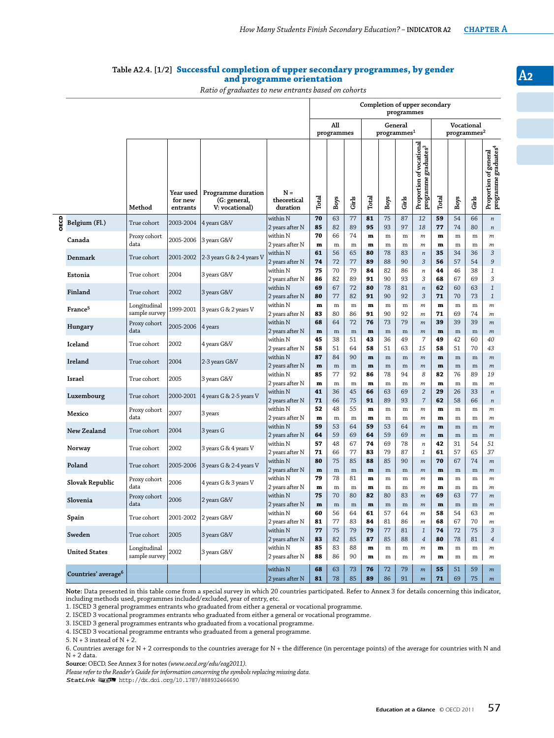## Table A2.4. [1/2] Successful completion of upper secondary programmes, by gender and programme orientation

*Ratio of graduates to new entrants based on cohorts*

| | | Method | Year used for new entrants | Programme duration (G: general, V: vocational) | N = theoretical duration | Completion of upper secondary programmes: All programmes Total | Boys | Girls | General programmes[1] Total | Boys | Girls | Proportion of vocational programme graduates[3] | Vocational programmes[2] Total | Boys | Girls | Proportion of general programme graduates[4] |
|---|---|---|---|---|---|---|---|---|---|---|---|---|---|---|---|---|
| OECD | Belgium (Fl.) | True cohort | 2003-2004 | 4 years G&V | within N | **70** | 63 | 77 | **81** | 75 | 87 | *12* | **59** | 54 | 66 | *n* |
| | | | | | 2 years after N | **85** | 82 | 89 | **95** | 93 | 97 | *18* | **77** | 74 | 80 | *n* |
| | Canada | Proxy cohort data | 2005-2006 | 3 years G&V | within N | **70** | 66 | 74 | **m** | m | m | *m* | **m** | m | m | *m* |
| | | | | | 2 years after N | **m** | m | m | **m** | m | m | *m* | **m** | m | m | *m* |
| | Denmark | True cohort | 2001-2002 | 2-3 years G & 2-4 years V | within N | **61** | 56 | 65 | **80** | 78 | 83 | *n* | **35** | 34 | 36 | *3* |
| | | | | | 2 years after N | **74** | 72 | 77 | **89** | 88 | 90 | *3* | **56** | 57 | 54 | *9* |
| | Estonia | True cohort | 2004 | 3 years G&V | within N | **75** | 70 | 79 | **84** | 82 | 86 | *n* | **44** | 46 | 38 | *1* |
| | | | | | 2 years after N | **86** | 82 | 89 | **91** | 90 | 93 | *3* | **68** | 67 | 69 | *3* |
| | Finland | True cohort | 2002 | 3 years G&V | within N | **69** | 67 | 72 | **80** | 78 | 81 | *n* | **62** | 60 | 63 | *1* |
| | | | | | 2 years after N | **80** | 77 | 82 | **91** | 90 | 92 | *3* | **71** | 70 | 73 | *1* |
| | France[5] | Longitudinal sample survey | 1999-2001 | 3 years G & 2 years V | within N | **m** | m | m | **m** | m | m | *m* | **m** | m | m | *m* |
| | | | | | 2 years after N | **83** | 80 | 86 | **91** | 90 | 92 | *m* | **71** | 69 | 74 | *m* |
| | Hungary | Proxy cohort data | 2005-2006 | 4 years | within N | **68** | 64 | 72 | **76** | 73 | 79 | *m* | **39** | 39 | 39 | *m* |
| | | | | | 2 years after N | **m** | m | m | **m** | m | m | *m* | **m** | m | m | *m* |
| | Iceland | True cohort | 2002 | 4 years G&V | within N | **45** | 38 | 51 | **43** | 36 | 49 | *7* | **49** | 42 | 60 | *40* |
| | | | | | 2 years after N | **58** | 51 | 64 | **58** | 51 | 63 | *15* | **58** | 51 | 70 | *43* |
| | Ireland | True cohort | 2004 | 2-3 years G&V | within N | **87** | 84 | 90 | **m** | m | m | *m* | **m** | m | m | *m* |
| | | | | | 2 years after N | **m** | m | m | **m** | m | m | *m* | **m** | m | m | *m* |
| | Israel | True cohort | 2005 | 3 years G&V | within N | **85** | 77 | 92 | **86** | 78 | 94 | *8* | **82** | 76 | 89 | *19* |
| | | | | | 2 years after N | **m** | m | m | **m** | m | m | *m* | **m** | m | m | *m* |
| | Luxembourg | True cohort | 2000-2001 | 4 years G & 2-5 years V | within N | **41** | 36 | 45 | **66** | 63 | 69 | *2* | **29** | 26 | 33 | *n* |
| | | | | | 2 years after N | **71** | 66 | 75 | **91** | 89 | 93 | *7* | **62** | 58 | 66 | *n* |
| | Mexico | Proxy cohort data | 2007 | 3 years | within N | **52** | 48 | 55 | **m** | m | m | *m* | **m** | m | m | *m* |
| | | | | | 2 years after N | **m** | m | m | **m** | m | m | *m* | **m** | m | m | *m* |
| | New Zealand | True cohort | 2004 | 3 years G | within N | **59** | 53 | 64 | **59** | 53 | 64 | *m* | **m** | m | m | *m* |
| | | | | | 2 years after N | **64** | 59 | 69 | **64** | 59 | 69 | *m* | **m** | m | m | *m* |
| | Norway | True cohort | 2002 | 3 years G & 4 years V | within N | **57** | 48 | 67 | **74** | 69 | 78 | *n* | **42** | 31 | 54 | *51* |
| | | | | | 2 years after N | **71** | 66 | 77 | **83** | 79 | 87 | *1* | **61** | 57 | 65 | *37* |
| | Poland | True cohort | 2005-2006 | 3 years G & 2-4 years V | within N | **80** | 75 | 85 | **88** | 85 | 90 | *m* | **70** | 67 | 74 | *m* |
| | | | | | 2 years after N | **m** | m | m | **m** | m | m | *m* | **m** | m | m | *m* |
| | Slovak Republic | Proxy cohort data | 2006 | 4 years G & 3 years V | within N | **79** | 78 | 81 | **m** | m | m | *m* | **m** | m | m | *m* |
| | | | | | 2 years after N | **m** | m | m | **m** | m | m | *m* | **m** | m | m | *m* |
| | Slovenia | Proxy cohort data | 2006 | 2 years G&V | within N | **75** | 70 | 80 | **82** | 80 | 83 | *m* | **69** | 63 | 77 | *m* |
| | | | | | 2 years after N | **m** | m | m | **m** | m | m | *m* | **m** | m | m | *m* |
| | Spain | True cohort | 2001-2002 | 2 years G&V | within N | **60** | 56 | 64 | **61** | 57 | 64 | *m* | **58** | 54 | 63 | *m* |
| | | | | | 2 years after N | **81** | 77 | 83 | **84** | 81 | 86 | *m* | **68** | 67 | 70 | *m* |
| | Sweden | True cohort | 2005 | 3 years G&V | within N | **77** | 75 | 79 | **79** | 77 | 81 | *1* | **74** | 72 | 75 | *3* |
| | | | | | 2 years after N | **83** | 82 | 85 | **87** | 85 | 88 | *4* | **80** | 78 | 81 | *4* |
| | United States | Longitudinal sample survey | 2002 | 3 years G&V | within N | **85** | 83 | 88 | **m** | m | m | *m* | **m** | m | m | *m* |
| | | | | | 2 years after N | **88** | 86 | 90 | **m** | m | m | *m* | **m** | m | m | *m* |
| | Countries' average[6] | | | | within N | **68** | 63 | 73 | **76** | 72 | 79 | *m* | **55** | 51 | 59 | *m* |
| | | | | | 2 years after N | **81** | 78 | 85 | **89** | 86 | 91 | *m* | **71** | 69 | 75 | *m* |

**Note:** Data presented in this table come from a special survey in which 20 countries participated. Refer to Annex 3 for details concerning this indicator, including methods used, programmes included/excluded, year of entry, etc.

1. ISCED 3 general programmes entrants who graduated from either a general or vocational programme.
2. ISCED 3 vocational programmes entrants who graduated from either a general or vocational programme.
3. ISCED 3 general programmes entrants who graduated from a vocational programme.
4. ISCED 3 vocational programme entrants who graduated from a general programme.
5. N + 3 instead of N + 2.
6. Countries average for N + 2 corresponds to the countries average for N + the difference (in percentage points) of the average for countries with N and N + 2 data.

**Source:** OECD. See Annex 3 for notes *(www.oecd.org/edu/eag2011)*.

*Please refer to the Reader's Guide for information concerning the symbols replacing missing data.*

StatLink http://dx.doi.org/10.1787/888932466690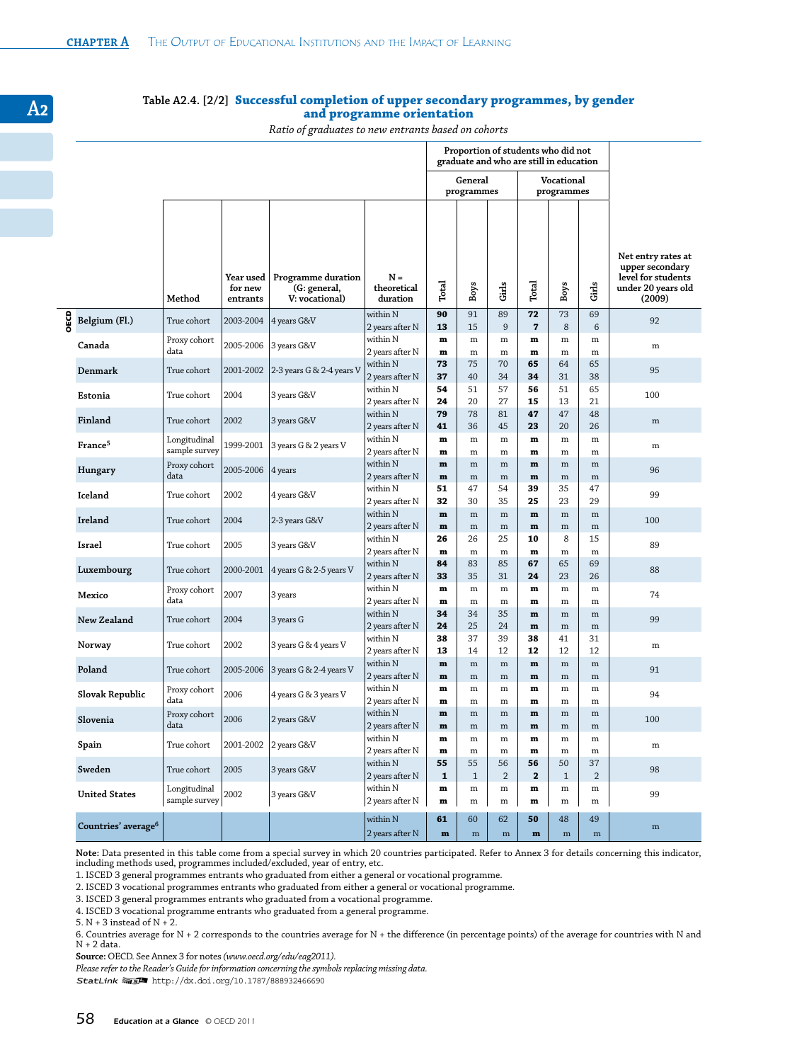## Table A2.4. [2/2] Successful completion of upper secondary programmes, by gender and programme orientation

*Ratio of graduates to new entrants based on cohorts*

| | | | | | | Proportion of students who did not graduate and who are still in education | | | | | | |
|---|---|---|---|---|---|---|---|---|---|---|---|---|
| | | | | | | General programmes | | | Vocational programmes | | | |
| | | Method | Year used for new entrants | Programme duration (G: general, V: vocational) | N = theoretical duration | Total | Boys | Girls | Total | Boys | Girls | Net entry rates at upper secondary level for students under 20 years old (2009) |
| OECD | Belgium (Fl.) | True cohort | 2003-2004 | 4 years G&V | within N | **90** | 91 | 89 | **72** | 73 | 69 | 92 |
| | | | | | 2 years after N | **13** | 15 | 9 | **7** | 8 | 6 | |
| | Canada | Proxy cohort data | 2005-2006 | 3 years G&V | within N | **m** | m | m | **m** | m | m | m |
| | | | | | 2 years after N | **m** | m | m | **m** | m | m | |
| | Denmark | True cohort | 2001-2002 | 2-3 years G & 2-4 years V | within N | **73** | 75 | 70 | **65** | 64 | 65 | 95 |
| | | | | | 2 years after N | **37** | 40 | 34 | **34** | 31 | 38 | |
| | Estonia | True cohort | 2004 | 3 years G&V | within N | **54** | 51 | 57 | **56** | 51 | 65 | 100 |
| | | | | | 2 years after N | **24** | 20 | 27 | **15** | 13 | 21 | |
| | Finland | True cohort | 2002 | 3 years G&V | within N | **79** | 78 | 81 | **47** | 47 | 48 | m |
| | | | | | 2 years after N | **41** | 36 | 45 | **23** | 20 | 26 | |
| | France[5] | Longitudinal sample survey | 1999-2001 | 3 years G & 2 years V | within N | **m** | m | m | **m** | m | m | m |
| | | | | | 2 years after N | **m** | m | m | **m** | m | m | |
| | Hungary | Proxy cohort data | 2005-2006 | 4 years | within N | **m** | m | m | **m** | m | m | 96 |
| | | | | | 2 years after N | **m** | m | m | **m** | m | m | |
| | Iceland | True cohort | 2002 | 4 years G&V | within N | **51** | 47 | 54 | **39** | 35 | 47 | 99 |
| | | | | | 2 years after N | **32** | 30 | 35 | **25** | 23 | 29 | |
| | Ireland | True cohort | 2004 | 2-3 years G&V | within N | **m** | m | m | **m** | m | m | 100 |
| | | | | | 2 years after N | **m** | m | m | **m** | m | m | |
| | Israel | True cohort | 2005 | 3 years G&V | within N | **26** | 26 | 25 | **10** | 8 | 15 | 89 |
| | | | | | 2 years after N | **m** | m | m | **m** | m | m | |
| | Luxembourg | True cohort | 2000-2001 | 4 years G & 2-5 years V | within N | **84** | 83 | 85 | **67** | 65 | 69 | 88 |
| | | | | | 2 years after N | **33** | 35 | 31 | **24** | 23 | 26 | |
| | Mexico | Proxy cohort data | 2007 | 3 years | within N | **m** | m | m | **m** | m | m | 74 |
| | | | | | 2 years after N | **m** | m | m | **m** | m | m | |
| | New Zealand | True cohort | 2004 | 3 years G | within N | **34** | 34 | 35 | **m** | m | m | 99 |
| | | | | | 2 years after N | **24** | 25 | 24 | **m** | m | m | |
| | Norway | True cohort | 2002 | 3 years G & 4 years V | within N | **38** | 37 | 39 | **38** | 41 | 31 | m |
| | | | | | 2 years after N | **13** | 14 | 12 | **12** | 12 | 12 | |
| | Poland | True cohort | 2005-2006 | 3 years G & 2-4 years V | within N | **m** | m | m | **m** | m | m | 91 |
| | | | | | 2 years after N | **m** | m | m | **m** | m | m | |
| | Slovak Republic | Proxy cohort data | 2006 | 4 years G & 3 years V | within N | **m** | m | m | **m** | m | m | 94 |
| | | | | | 2 years after N | **m** | m | m | **m** | m | m | |
| | Slovenia | Proxy cohort data | 2006 | 2 years G&V | within N | **m** | m | m | **m** | m | m | 100 |
| | | | | | 2 years after N | **m** | m | m | **m** | m | m | |
| | Spain | True cohort | 2001-2002 | 2 years G&V | within N | **m** | m | m | **m** | m | m | m |
| | | | | | 2 years after N | **m** | m | m | **m** | m | m | |
| | Sweden | True cohort | 2005 | 3 years G&V | within N | **55** | 55 | 56 | **56** | 50 | 37 | 98 |
| | | | | | 2 years after N | **1** | 1 | 2 | **2** | 1 | 2 | |
| | United States | Longitudinal sample survey | 2002 | 3 years G&V | within N | **m** | m | m | **m** | m | m | 99 |
| | | | | | 2 years after N | **m** | m | m | **m** | m | m | |
| | Countries' average[6] | | | | within N | **61** | 60 | 62 | **50** | 48 | 49 | m |
| | | | | | 2 years after N | **m** | m | m | **m** | m | m | |

**Note:** Data presented in this table come from a special survey in which 20 countries participated. Refer to Annex 3 for details concerning this indicator, including methods used, programmes included/excluded, year of entry, etc.

1. ISCED 3 general programmes entrants who graduated from either a general or vocational programme.
2. ISCED 3 vocational programmes entrants who graduated from either a general or vocational programme.
3. ISCED 3 general programmes entrants who graduated from a vocational programme.
4. ISCED 3 vocational programme entrants who graduated from a general programme.
5. N + 3 instead of N + 2.
6. Countries average for N + 2 corresponds to the countries average for N + the difference (in percentage points) of the average for countries with N and N + 2 data.

**Source:** OECD. See Annex 3 for notes *(www.oecd.org/edu/eag2011)*.

*Please refer to the Reader's Guide for information concerning the symbols replacing missing data.*

StatLink http://dx.doi.org/10.1787/888932466690